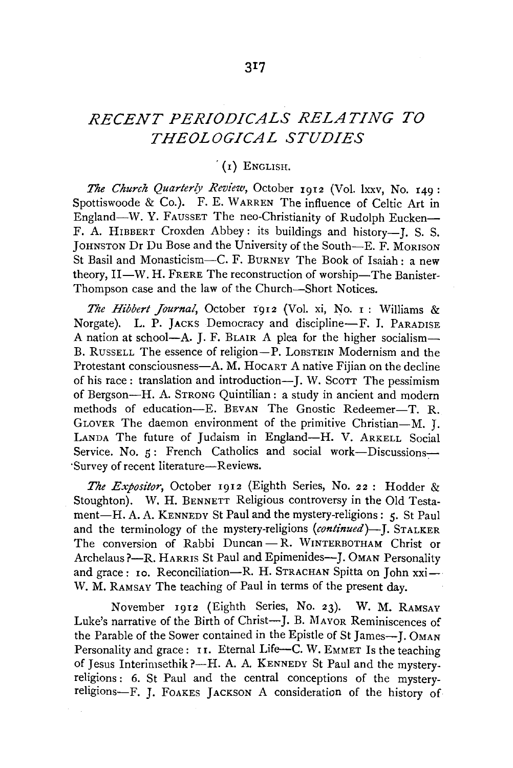# RECENT PERIODICALS RELATING TO THEOLOGICAL STUDIES

## (1) ENGLISH.

*The Church Quarterly Review*, October 1912 (Vol. lxxv, No. 149: Spottiswoode & Co.). F. E. WARREN The influence of Celtic Art in England—W. Y. FAUSSET The neo-Christianity of Rudolph Eucken—F. A. HIBBERT Croxden Abbey: its buildings and history—J. S. S. JOHNSTON Dr Du Bose and the University of the South—E. F. MORISON St Basil and Monasticism—C. F. BURNEY The Book of Isaiah: a new theory, II—W. H. FRERE The reconstruction of worship—The Banister-Thompson case and the law of the Church—Short Notices.

*The Hibbert Journal*, October 1912 (Vol. xi, No. 1: Williams & Norgate). L. P. JACKS Democracy and discipline—F. I. PARADISE A nation at school—A. J. F. BLAIR A plea for the higher socialism—B. RUSSELL The essence of religion—P. LOBSTEIN Modernism and the Protestant consciousness—A. M. HOCART A native Fijian on the decline of his race: translation and introduction—J. W. SCOTT The pessimism of Bergson—H. A. STRONG Quintilian: a study in ancient and modern methods of education—E. BEVAN The Gnostic Redeemer—T. R. GLOVER The daemon environment of the primitive Christian—M. J. LANDA The future of Judaism in England—H. V. ARKELL Social Service. No. 5: French Catholics and social work—Discussions—Survey of recent literature—Reviews.

*The Expositor*, October 1912 (Eighth Series, No. 22: Hodder & Stoughton). W. H. BENNETT Religious controversy in the Old Testament—H. A. A. KENNEDY St Paul and the mystery-religions: 5. St Paul and the terminology of the mystery-religions (*continued*)—J. STALKER The conversion of Rabbi Duncan—R. WINTERBOTHAM Christ or Archelaus?—R. HARRIS St Paul and Epimenides—J. OMAN Personality and grace: 10. Reconciliation—R. H. STRACHAN Spitta on John xxi—W. M. RAMSAY The teaching of Paul in terms of the present day.

November 1912 (Eighth Series, No. 23). W. M. RAMSAY Luke's narrative of the Birth of Christ—J. B. MAYOR Reminiscences of the Parable of the Sower contained in the Epistle of St James—J. OMAN Personality and grace: 11. Eternal Life—C. W. EMMET Is the teaching of Jesus Interimsethik?—H. A. A. KENNEDY St Paul and the mystery-religions: 6. St Paul and the central conceptions of the mystery-religions—F. J. FOAKES JACKSON A consideration of the history of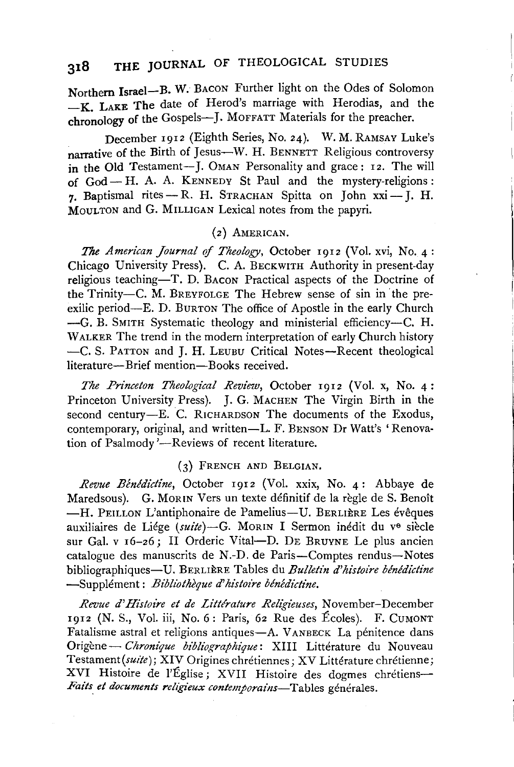Northern Israel—B. W. BACON Further light on the Odes of Solomon —K. LAKE The date of Herod's marriage with Herodias, and the chronology of the Gospels—J. MOFFATT Materials for the preacher.

December 1912 (Eighth Series, No. 24). W. M. RAMSAY Luke's narrative of the Birth of Jesus—W. H. BENNETT Religious controversy in the Old Testament—J. OMAN Personality and grace: 12. The will of God—H. A. A. KENNEDY St Paul and the mystery-religions: 7. Baptismal rites—R. H. STRACHAN Spitta on John xxi—J. H. MOULTON and G. MILLIGAN Lexical notes from the papyri.

### (2) AMERICAN.

*The American Journal of Theology*, October 1912 (Vol. xvi, No. 4: Chicago University Press). C. A. BECKWITH Authority in present-day religious teaching—T. D. BACON Practical aspects of the Doctrine of the Trinity—C. M. BREYFOLGE The Hebrew sense of sin in the pre-exilic period—E. D. BURTON The office of Apostle in the early Church —G. B. SMITH Systematic theology and ministerial efficiency—C. H. WALKER The trend in the modern interpretation of early Church history —C. S. PATTON and J. H. LEUBU Critical Notes—Recent theological literature—Brief mention—Books received.

*The Princeton Theological Review*, October 1912 (Vol. x, No. 4: Princeton University Press). J. G. MACHEN The Virgin Birth in the second century—E. C. RICHARDSON The documents of the Exodus, contemporary, original, and written—L. F. BENSON Dr Watt's 'Renovation of Psalmody'—Reviews of recent literature.

### (3) FRENCH AND BELGIAN.

*Revue Bénédictine*, October 1912 (Vol. xxix, No. 4: Abbaye de Maredsous). G. MORIN Vers un texte définitif de la règle de S. Benoît —H. PEILLON L'antiphonaire de Pamelius—U. BERLIÈRE Les évêques auxiliaires de Liége (*suite*)—G. MORIN I Sermon inédit du v$^{e}$ siècle sur Gal. v 16–26; II Orderic Vital—D. DE BRUYNE Le plus ancien catalogue des manuscrits de N.-D. de Paris—Comptes rendus—Notes bibliographiques—U. BERLIÈRE Tables du *Bulletin d'histoire bénédictine* —Supplément: *Bibliothèque d'histoire bénédictine*.

*Revue d'Histoire et de Littérature Religieuses*, November–December 1912 (N. S., Vol. iii, No. 6: Paris, 62 Rue des Écoles). F. CUMONT Fatalisme astral et religions antiques—A. VANBECK La pénitence dans Origène—*Chronique bibliographique*: XIII Littérature du Nouveau Testament (*suite*); XIV Origines chrétiennes; XV Littérature chrétienne; XVI Histoire de l'Église; XVII Histoire des dogmes chrétiens—*Faits et documents religieux contemporains*—Tables générales.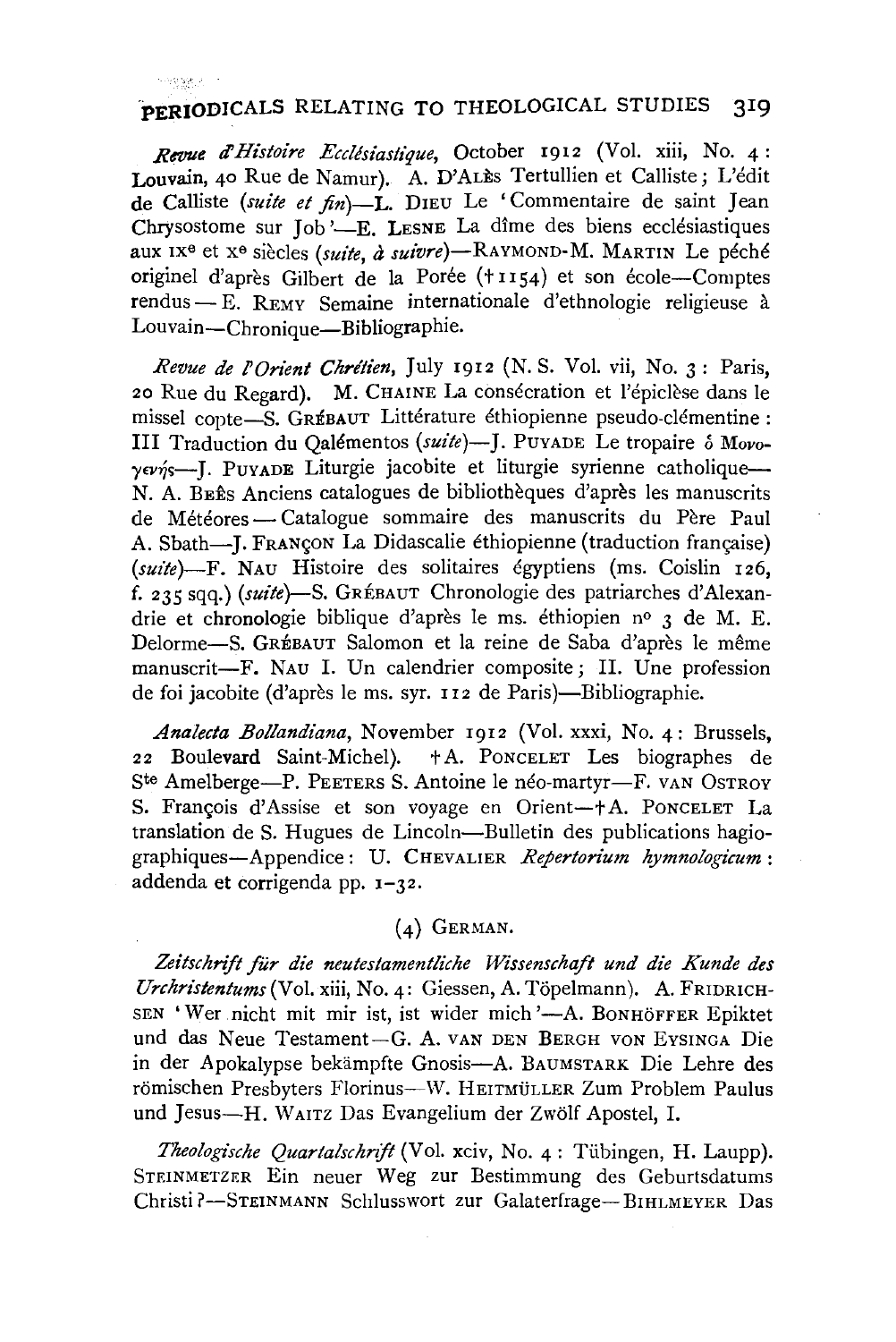*Revue d'Histoire Ecclésiastique*, October 1912 (Vol. xiii, No. 4: Louvain, 40 Rue de Namur). A. D'ALÈS Tertullien et Calliste; L'édit de Calliste (*suite et fin*)—L. DIEU Le 'Commentaire de saint Jean Chrysostome sur Job'—E. LESNE La dîme des biens ecclésiastiques aux IX^e et X^e siècles (*suite, à suivre*)—RAYMOND-M. MARTIN Le péché originel d'après Gilbert de la Porée († 1154) et son école—Comptes rendus—E. REMY Semaine internationale d'ethnologie religieuse à Louvain—Chronique—Bibliographie.

*Revue de l'Orient Chrétien*, July 1912 (N. S. Vol. vii, No. 3: Paris, 20 Rue du Regard). M. CHAINE La consécration et l'épiclèse dans le missel copte—S. GRÉBAUT Littérature éthiopienne pseudo-clémentine: III Traduction du Qalémentos (*suite*)—J. PUYADE Le tropaire ὁ Μονογενής—J. PUYADE Liturgie jacobite et liturgie syrienne catholique—N. A. BEÈS Anciens catalogues de bibliothèques d'après les manuscrits de Météores—Catalogue sommaire des manuscrits du Père Paul A. Sbath—J. FRANÇON La Didascalie éthiopienne (traduction française) (*suite*)—F. NAU Histoire des solitaires égyptiens (ms. Coislin 126, f. 235 sqq.) (*suite*)—S. GRÉBAUT Chronologie des patriarches d'Alexandrie et chronologie biblique d'après le ms. éthiopien n^o 3 de M. E. Delorme—S. GRÉBAUT Salomon et la reine de Saba d'après le même manuscrit—F. NAU I. Un calendrier composite; II. Une profession de foi jacobite (d'après le ms. syr. 112 de Paris)—Bibliographie.

*Analecta Bollandiana*, November 1912 (Vol. xxxi, No. 4: Brussels, 22 Boulevard Saint-Michel). † A. PONCELET Les biographes de S^te Amelberge—P. PEETERS S. Antoine le néo-martyr—F. VAN ORTROY S. François d'Assise et son voyage en Orient—† A. PONCELET La translation de S. Hugues de Lincoln—Bulletin des publications hagiographiques—Appendice: U. CHEVALIER *Repertorium hymnologicum*: addenda et corrigenda pp. 1–32.

## (4) GERMAN.

*Zeitschrift für die neutestamentliche Wissenschaft und die Kunde des Urchristentums* (Vol. xiii, No. 4: Giessen, A. Töpelmann). A. FRIDRICHSEN 'Wer nicht mit mir ist, ist wider mich'—A. BONHÖFFER Epiktet und das Neue Testament—G. A. VAN DEN BERGH VON EYSINGA Die in der Apokalypse bekämpfte Gnosis—A. BAUMSTARK Die Lehre des römischen Presbyters Florinus—W. HEITMÜLLER Zum Problem Paulus und Jesus—H. WAITZ Das Evangelium der Zwölf Apostel, I.

*Theologische Quartalschrift* (Vol. xciv, No. 4: Tübingen, H. Laupp). STEINMETZER Ein neuer Weg zur Bestimmung des Geburtsdatums Christi?—STEINMANN Schlusswort zur Galaterfrage—BIHLMEYER Das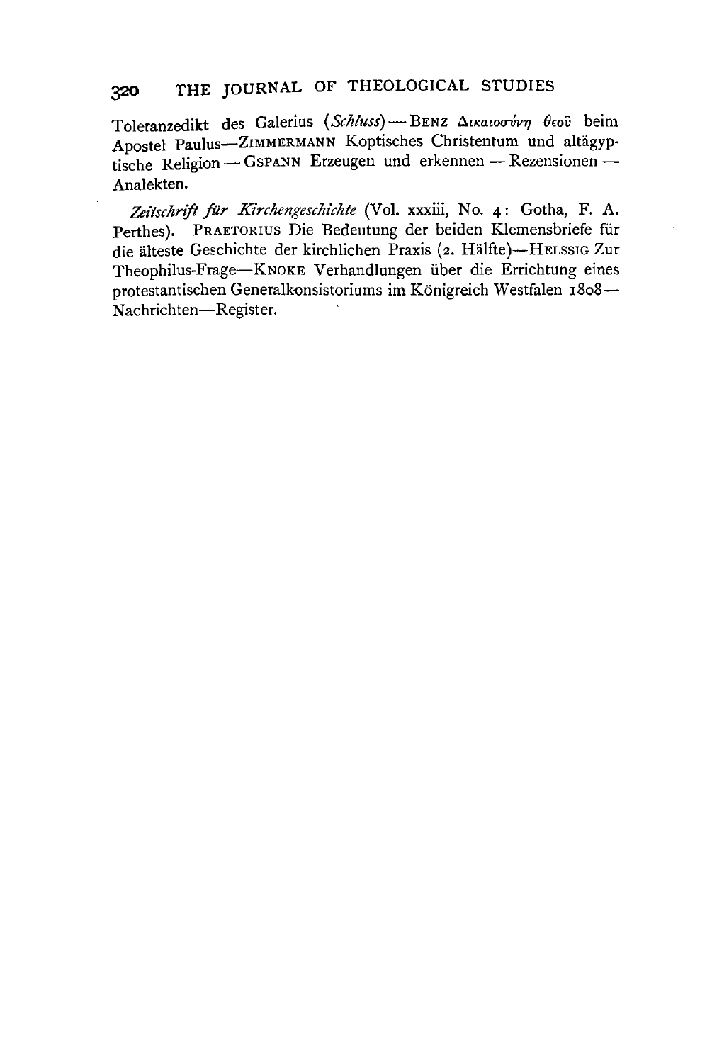Toleranzedikt des Galerius (*Schluss*)—BENZ Δικαιοσύνη θεοῦ beim Apostel Paulus—ZIMMERMANN Koptisches Christentum und altägyptische Religion—GSPANN Erzeugen und erkennen—Rezensionen—Analekten.

*Zeitschrift für Kirchengeschichte* (Vol. xxxiii, No. 4: Gotha, F. A. Perthes). PRAETORIUS Die Bedeutung der beiden Klemensbriefe für die älteste Geschichte der kirchlichen Praxis (2. Hälfte)—HELSSIG Zur Theophilus-Frage—KNOKE Verhandlungen über die Errichtung eines protestantischen Generalkonsistoriums im Königreich Westfalen 1808—Nachrichten—Register.